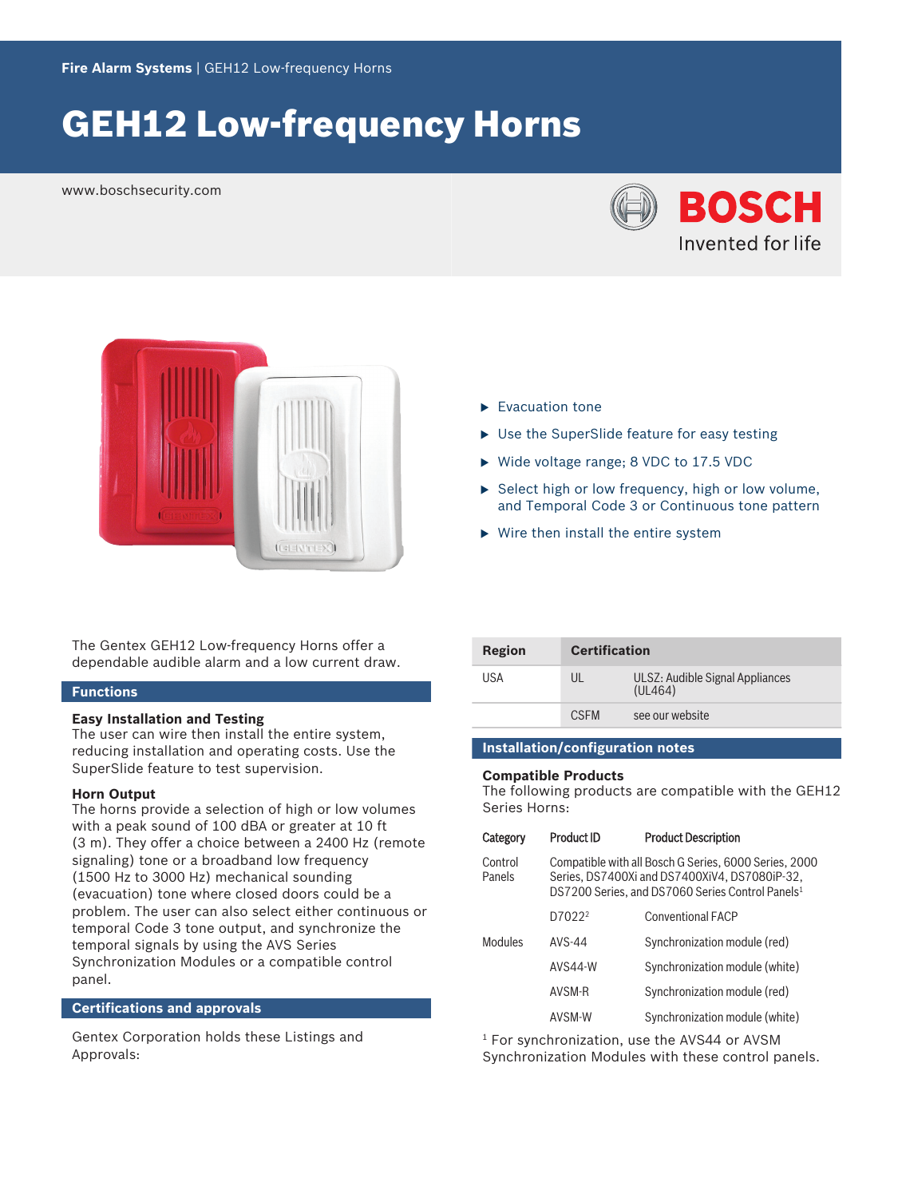Fire Alarm Systems | GEH12 Low-frequency Horns

# GEH12 Low-frequency Horns

www.boschsecurity.com

- Evacuation tone
- Use the SuperSlide feature for easy testing
- Wide voltage range; 8 VDC to 17.5 VDC
- Select high or low frequency, high or low volume, and Temporal Code 3 or Continuous tone pattern
- Wire then install the entire system

The Gentex GEH12 Low-frequency Horns offer a dependable audible alarm and a low current draw.

## Functions

**Easy Installation and Testing**
The user can wire then install the entire system, reducing installation and operating costs. Use the SuperSlide feature to test supervision.

**Horn Output**
The horns provide a selection of high or low volumes with a peak sound of 100 dBA or greater at 10 ft (3 m). They offer a choice between a 2400 Hz (remote signaling) tone or a broadband low frequency (1500 Hz to 3000 Hz) mechanical sounding (evacuation) tone where closed doors could be a problem. The user can also select either continuous or temporal Code 3 tone output, and synchronize the temporal signals by using the AVS Series Synchronization Modules or a compatible control panel.

## Certifications and approvals

Gentex Corporation holds these Listings and Approvals:

| Region | Certification | |
|---|---|---|
| USA | UL | ULSZ: Audible Signal Appliances (UL464) |
| | CSFM | see our website |

## Installation/configuration notes

**Compatible Products**
The following products are compatible with the GEH12 Series Horns:

| Category | Product ID | Product Description |
|---|---|---|
| Control Panels | Compatible with all Bosch G Series, 6000 Series, 2000 Series, DS7400Xi and DS7400XiV4, DS7080iP-32, DS7200 Series, and DS7060 Series Control Panels[1] | |
| | D7022[2] | Conventional FACP |
| Modules | AVS-44 | Synchronization module (red) |
| | AVS44-W | Synchronization module (white) |
| | AVSM-R | Synchronization module (red) |
| | AVSM-W | Synchronization module (white) |

[1] For synchronization, use the AVS44 or AVSM Synchronization Modules with these control panels.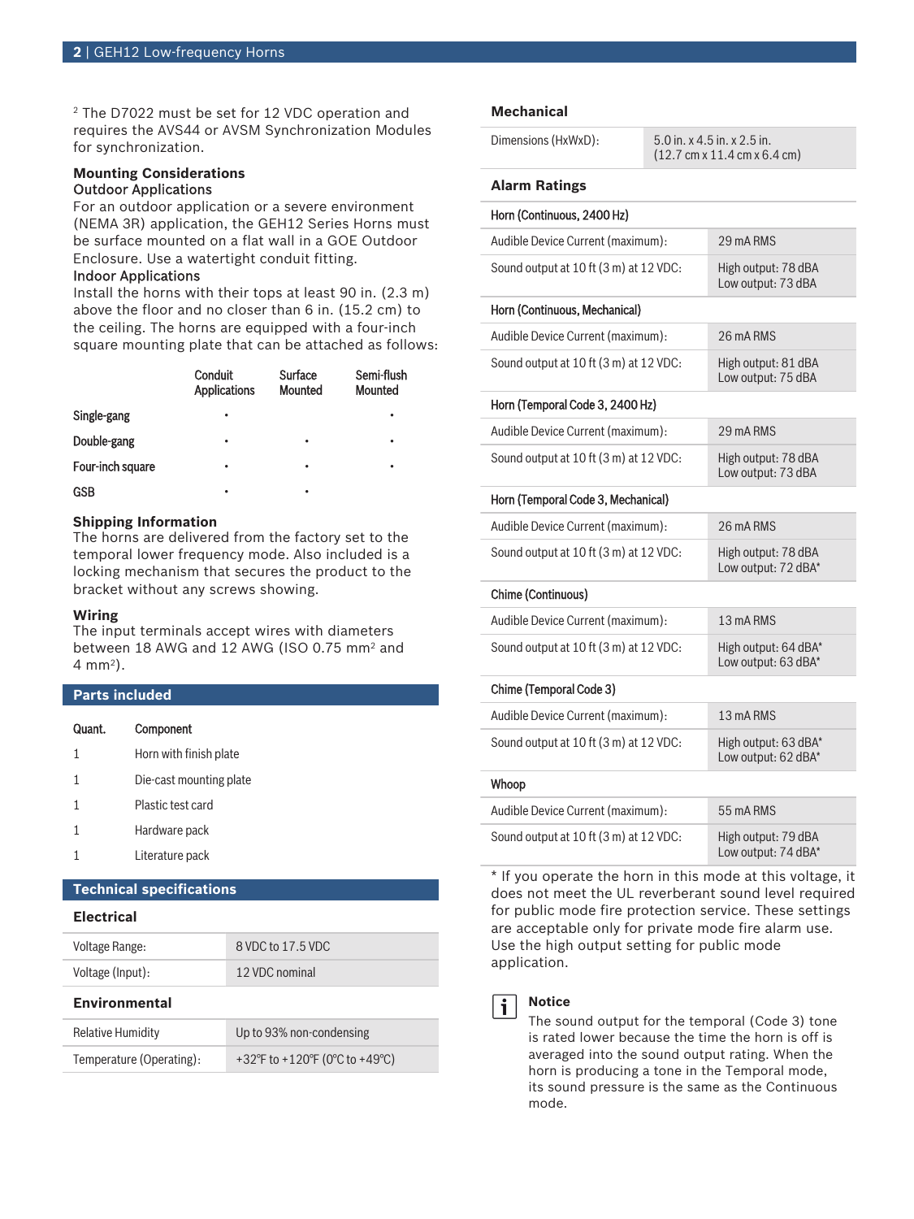[2] The D7022 must be set for 12 VDC operation and requires the AVS44 or AVSM Synchronization Modules for synchronization.

**Mounting Considerations**

**Outdoor Applications**

For an outdoor application or a severe environment (NEMA 3R) application, the GEH12 Series Horns must be surface mounted on a flat wall in a GOE Outdoor Enclosure. Use a watertight conduit fitting.

**Indoor Applications**

Install the horns with their tops at least 90 in. (2.3 m) above the floor and no closer than 6 in. (15.2 cm) to the ceiling. The horns are equipped with a four-inch square mounting plate that can be attached as follows:

| | Conduit Applications | Surface Mounted | Semi-flush Mounted |
|---|---|---|---|
| Single-gang | • | | • |
| Double-gang | • | • | • |
| Four-inch square | • | • | • |
| GSB | • | • | |

**Shipping Information**

The horns are delivered from the factory set to the temporal lower frequency mode. Also included is a locking mechanism that secures the product to the bracket without any screws showing.

**Wiring**

The input terminals accept wires with diameters between 18 AWG and 12 AWG (ISO 0.75 $mm^2$ and 4 $mm^2$).

## Parts included

| Quant. | Component |
|---|---|
| 1 | Horn with finish plate |
| 1 | Die-cast mounting plate |
| 1 | Plastic test card |
| 1 | Hardware pack |
| 1 | Literature pack |

## Technical specifications

### Electrical

| | |
|---|---|
| Voltage Range: | 8 VDC to 17.5 VDC |
| Voltage (Input): | 12 VDC nominal |

### Environmental

| | |
|---|---|
| Relative Humidity | Up to 93% non-condensing |
| Temperature (Operating): | +32°F to +120°F (0°C to +49°C) |

### Mechanical

| | |
|---|---|
| Dimensions (HxWxD): | 5.0 in. x 4.5 in. x 2.5 in. (12.7 cm x 11.4 cm x 6.4 cm) |

### Alarm Ratings

| | |
|---|---|
| **Horn (Continuous, 2400 Hz)** | |
| Audible Device Current (maximum): | 29 mA RMS |
| Sound output at 10 ft (3 m) at 12 VDC: | High output: 78 dBA<br>Low output: 73 dBA |
| **Horn (Continuous, Mechanical)** | |
| Audible Device Current (maximum): | 26 mA RMS |
| Sound output at 10 ft (3 m) at 12 VDC: | High output: 81 dBA<br>Low output: 75 dBA |
| **Horn (Temporal Code 3, 2400 Hz)** | |
| Audible Device Current (maximum): | 29 mA RMS |
| Sound output at 10 ft (3 m) at 12 VDC: | High output: 78 dBA<br>Low output: 73 dBA |
| **Horn (Temporal Code 3, Mechanical)** | |
| Audible Device Current (maximum): | 26 mA RMS |
| Sound output at 10 ft (3 m) at 12 VDC: | High output: 78 dBA<br>Low output: 72 dBA* |
| **Chime (Continuous)** | |
| Audible Device Current (maximum): | 13 mA RMS |
| Sound output at 10 ft (3 m) at 12 VDC: | High output: 64 dBA*<br>Low output: 63 dBA* |
| **Chime (Temporal Code 3)** | |
| Audible Device Current (maximum): | 13 mA RMS |
| Sound output at 10 ft (3 m) at 12 VDC: | High output: 63 dBA*<br>Low output: 62 dBA* |
| **Whoop** | |
| Audible Device Current (maximum): | 55 mA RMS |
| Sound output at 10 ft (3 m) at 12 VDC: | High output: 79 dBA<br>Low output: 74 dBA* |

* If you operate the horn in this mode at this voltage, it does not meet the UL reverberant sound level required for public mode fire protection service. These settings are acceptable only for private mode fire alarm use. Use the high output setting for public mode application.

**Notice**

The sound output for the temporal (Code 3) tone is rated lower because the time the horn is off is averaged into the sound output rating. When the horn is producing a tone in the Temporal mode, its sound pressure is the same as the Continuous mode.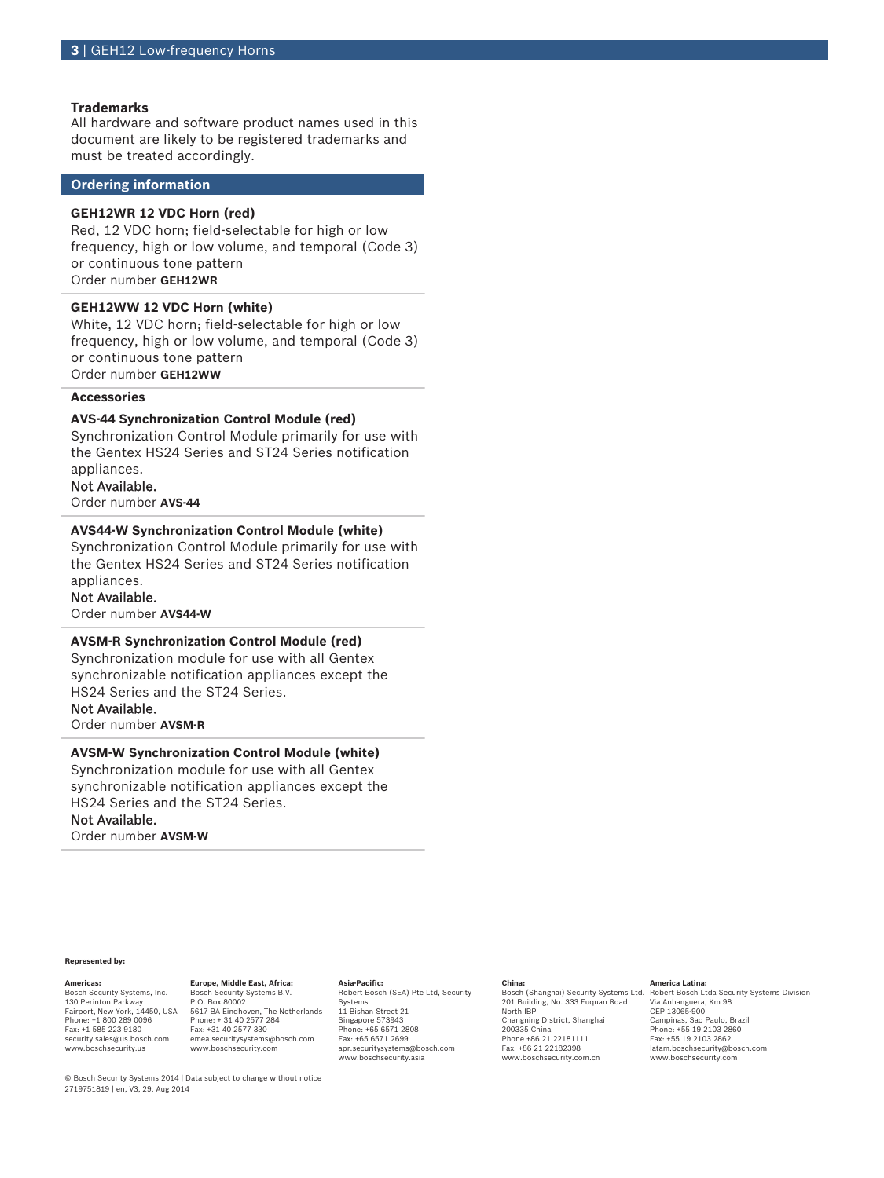### Trademarks

All hardware and software product names used in this document are likely to be registered trademarks and must be treated accordingly.

## Ordering information

**GEH12WR 12 VDC Horn (red)**
Red, 12 VDC horn; field-selectable for high or low frequency, high or low volume, and temporal (Code 3) or continuous tone pattern
Order number **GEH12WR**

**GEH12WW 12 VDC Horn (white)**
White, 12 VDC horn; field-selectable for high or low frequency, high or low volume, and temporal (Code 3) or continuous tone pattern
Order number **GEH12WW**

### Accessories

**AVS-44 Synchronization Control Module (red)**
Synchronization Control Module primarily for use with the Gentex HS24 Series and ST24 Series notification appliances.
Not Available.
Order number **AVS-44**

**AVS44-W Synchronization Control Module (white)**
Synchronization Control Module primarily for use with the Gentex HS24 Series and ST24 Series notification appliances.
Not Available.
Order number **AVS44-W**

**AVSM-R Synchronization Control Module (red)**
Synchronization module for use with all Gentex synchronizable notification appliances except the HS24 Series and the ST24 Series.
Not Available.
Order number **AVSM-R**

**AVSM-W Synchronization Control Module (white)**
Synchronization module for use with all Gentex synchronizable notification appliances except the HS24 Series and the ST24 Series.
Not Available.
Order number **AVSM-W**

**Represented by:**

**Americas:**
Bosch Security Systems, Inc.
130 Perinton Parkway
Fairport, New York, 14450, USA
Phone: +1 800 289 0096
Fax: +1 585 223 9180
security.sales@us.bosch.com
www.boschsecurity.us

**Europe, Middle East, Africa:**
Bosch Security Systems B.V.
P.O. Box 80002
5617 BA Eindhoven, The Netherlands
Phone: + 31 40 2577 284
Fax: +31 40 2577 330
emea.securitysystems@bosch.com
www.boschsecurity.com

**Asia-Pacific:**
Robert Bosch (SEA) Pte Ltd, Security Systems
11 Bishan Street 21
Singapore 573943
Phone: +65 6571 2808
Fax: +65 6571 2699
apr.securitysystems@bosch.com
www.boschsecurity.asia

**China:**
Bosch (Shanghai) Security Systems Ltd.
201 Building, No. 333 Fuquan Road
North IBP
Changning District, Shanghai
200335 China
Phone +86 21 22181111
Fax: +86 21 22182398
www.boschsecurity.com.cn

**America Latina:**
Robert Bosch Ltda Security Systems Division
Via Anhanguera, Km 98
CEP 13065-900
Campinas, Sao Paulo, Brazil
Phone: +55 19 2103 2860
Fax: +55 19 2103 2862
latam.boschsecurity@bosch.com
www.boschsecurity.com

© Bosch Security Systems 2014 | Data subject to change without notice
2719751819 | en, V3, 29. Aug 2014